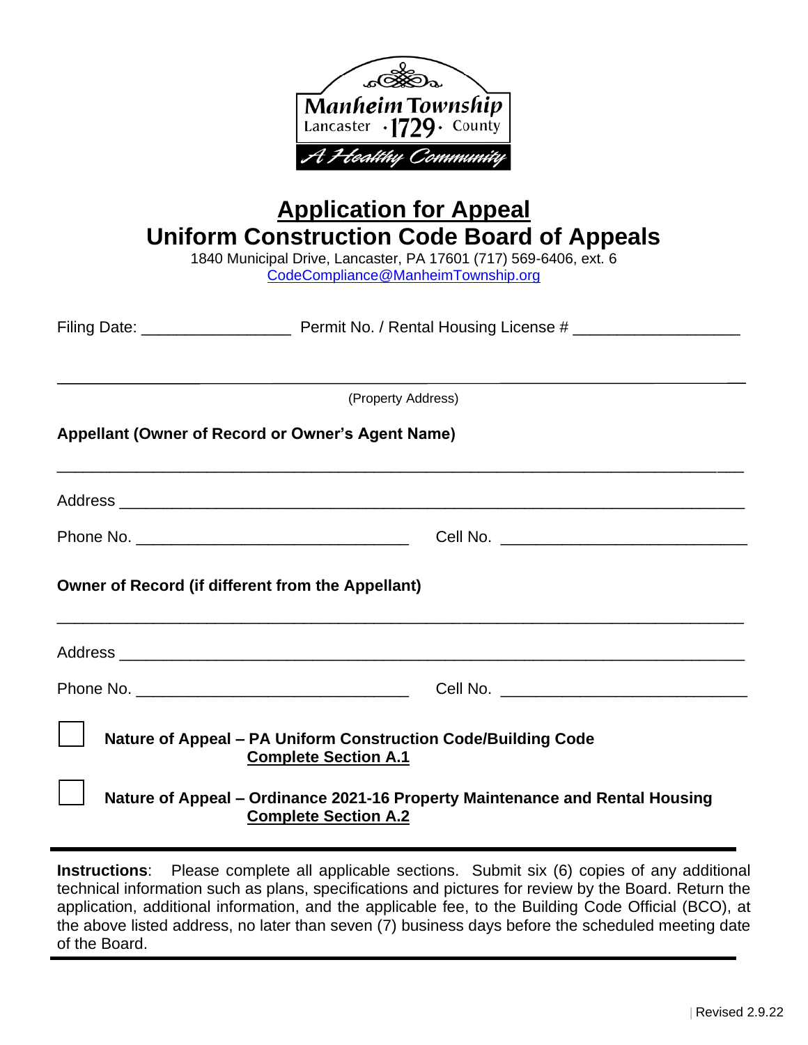Manheim Township
Lancaster · 1729 · County
A Healthy Community

# Application for Appeal
## Uniform Construction Code Board of Appeals

1840 Municipal Drive, Lancaster, PA 17601 (717) 569-6406, ext. 6
CodeCompliance@ManheimTownship.org

Filing Date: _________________ Permit No. / Rental Housing License # ___________________

_______________________________________________________________________________
(Property Address)

**Appellant (Owner of Record or Owner's Agent Name)**

_______________________________________________________________________________

Address _______________________________________________________________________

Phone No. _______________________________ Cell No. ____________________________

**Owner of Record (if different from the Appellant)**

_______________________________________________________________________________

Address _______________________________________________________________________

Phone No. _______________________________ Cell No. ____________________________

☐ **Nature of Appeal – PA Uniform Construction Code/Building Code**
**Complete Section A.1**

☐ **Nature of Appeal – Ordinance 2021-16 Property Maintenance and Rental Housing**
**Complete Section A.2**

---

**Instructions**: Please complete all applicable sections. Submit six (6) copies of any additional technical information such as plans, specifications and pictures for review by the Board. Return the application, additional information, and the applicable fee, to the Building Code Official (BCO), at the above listed address, no later than seven (7) business days before the scheduled meeting date of the Board.

---

Revised 2.9.22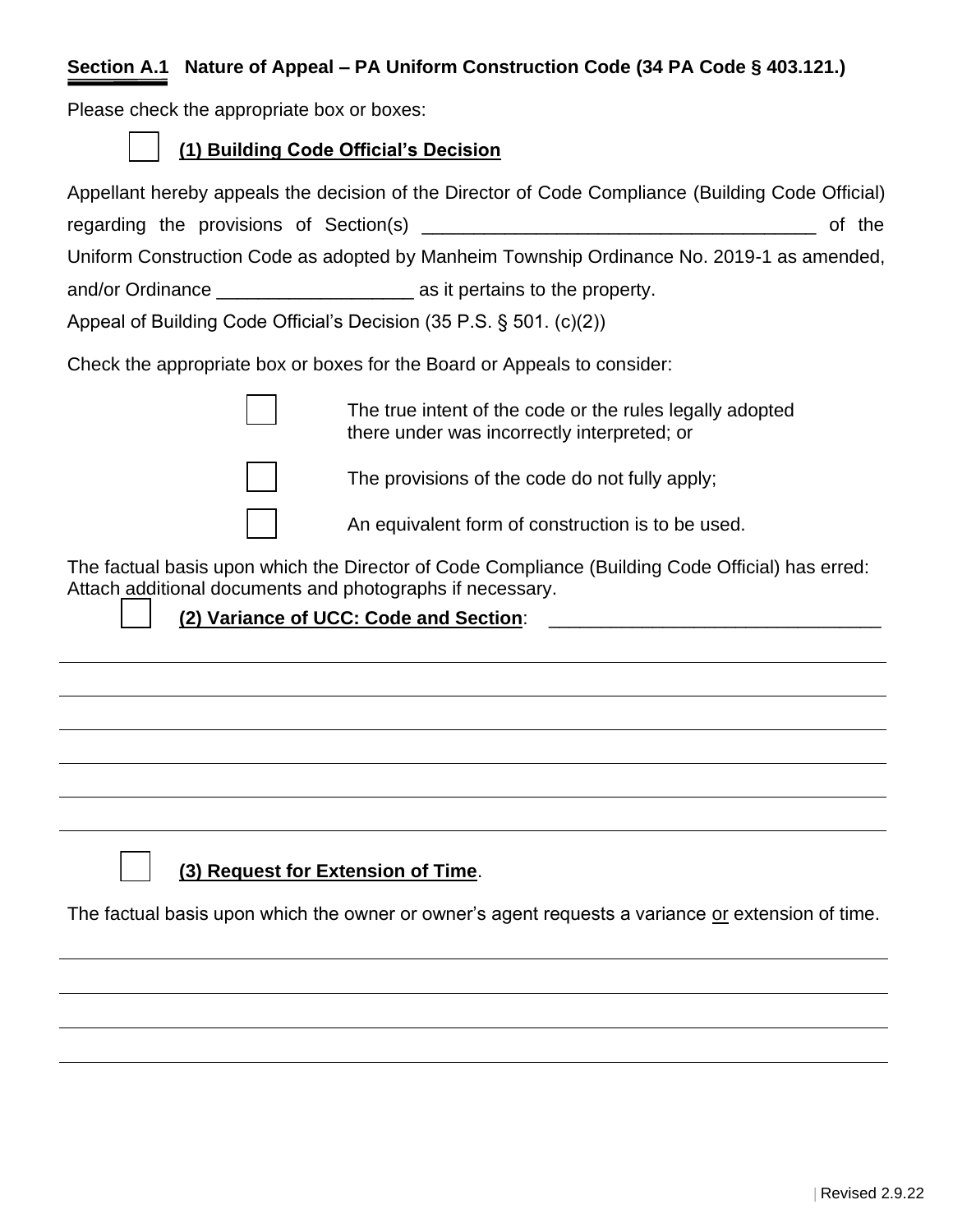## Section A.1 Nature of Appeal – PA Uniform Construction Code (34 PA Code § 403.121.)

Please check the appropriate box or boxes:

☐ **(1) Building Code Official's Decision**

Appellant hereby appeals the decision of the Director of Code Compliance (Building Code Official) regarding the provisions of Section(s) ______________________________________ of the Uniform Construction Code as adopted by Manheim Township Ordinance No. 2019-1 as amended, and/or Ordinance __________________ as it pertains to the property.

Appeal of Building Code Official's Decision (35 P.S. § 501. (c)(2))

Check the appropriate box or boxes for the Board or Appeals to consider:

☐ The true intent of the code or the rules legally adopted there under was incorrectly interpreted; or

☐ The provisions of the code do not fully apply;

☐ An equivalent form of construction is to be used.

The factual basis upon which the Director of Code Compliance (Building Code Official) has erred: Attach additional documents and photographs if necessary.

☐ **(2) Variance of UCC: Code and Section**: _______________________________

______________________________________________________________________

______________________________________________________________________

______________________________________________________________________

______________________________________________________________________

______________________________________________________________________

______________________________________________________________________

☐ **(3) Request for Extension of Time**.

The factual basis upon which the owner or owner's agent requests a variance or extension of time.

______________________________________________________________________

______________________________________________________________________

______________________________________________________________________

______________________________________________________________________

Revised 2.9.22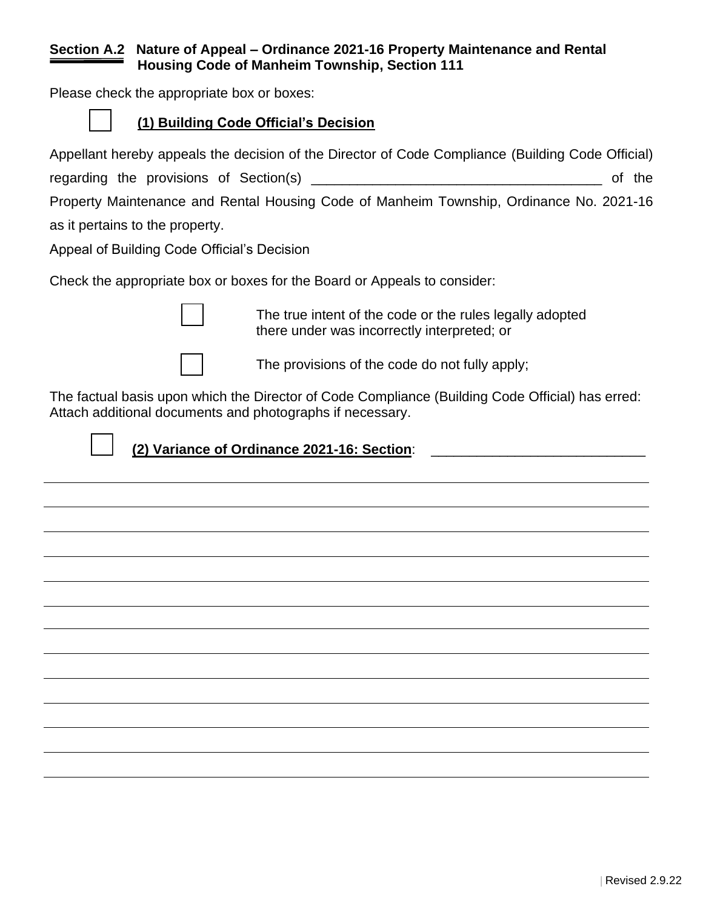**Section A.2 Nature of Appeal – Ordinance 2021-16 Property Maintenance and Rental Housing Code of Manheim Township, Section 111**

Please check the appropriate box or boxes:

☐ **(1) Building Code Official's Decision**

Appellant hereby appeals the decision of the Director of Code Compliance (Building Code Official) regarding the provisions of Section(s) ______________________________________ of the Property Maintenance and Rental Housing Code of Manheim Township, Ordinance No. 2021-16 as it pertains to the property.

Appeal of Building Code Official's Decision

Check the appropriate box or boxes for the Board or Appeals to consider:

☐ The true intent of the code or the rules legally adopted there under was incorrectly interpreted; or

☐ The provisions of the code do not fully apply;

The factual basis upon which the Director of Code Compliance (Building Code Official) has erred: Attach additional documents and photographs if necessary.

☐ **(2) Variance of Ordinance 2021-16: Section**: ____________________________

____________________________________________________________________________

____________________________________________________________________________

____________________________________________________________________________

____________________________________________________________________________

____________________________________________________________________________

____________________________________________________________________________

____________________________________________________________________________

____________________________________________________________________________

____________________________________________________________________________

____________________________________________________________________________

____________________________________________________________________________

____________________________________________________________________________

Revised 2.9.22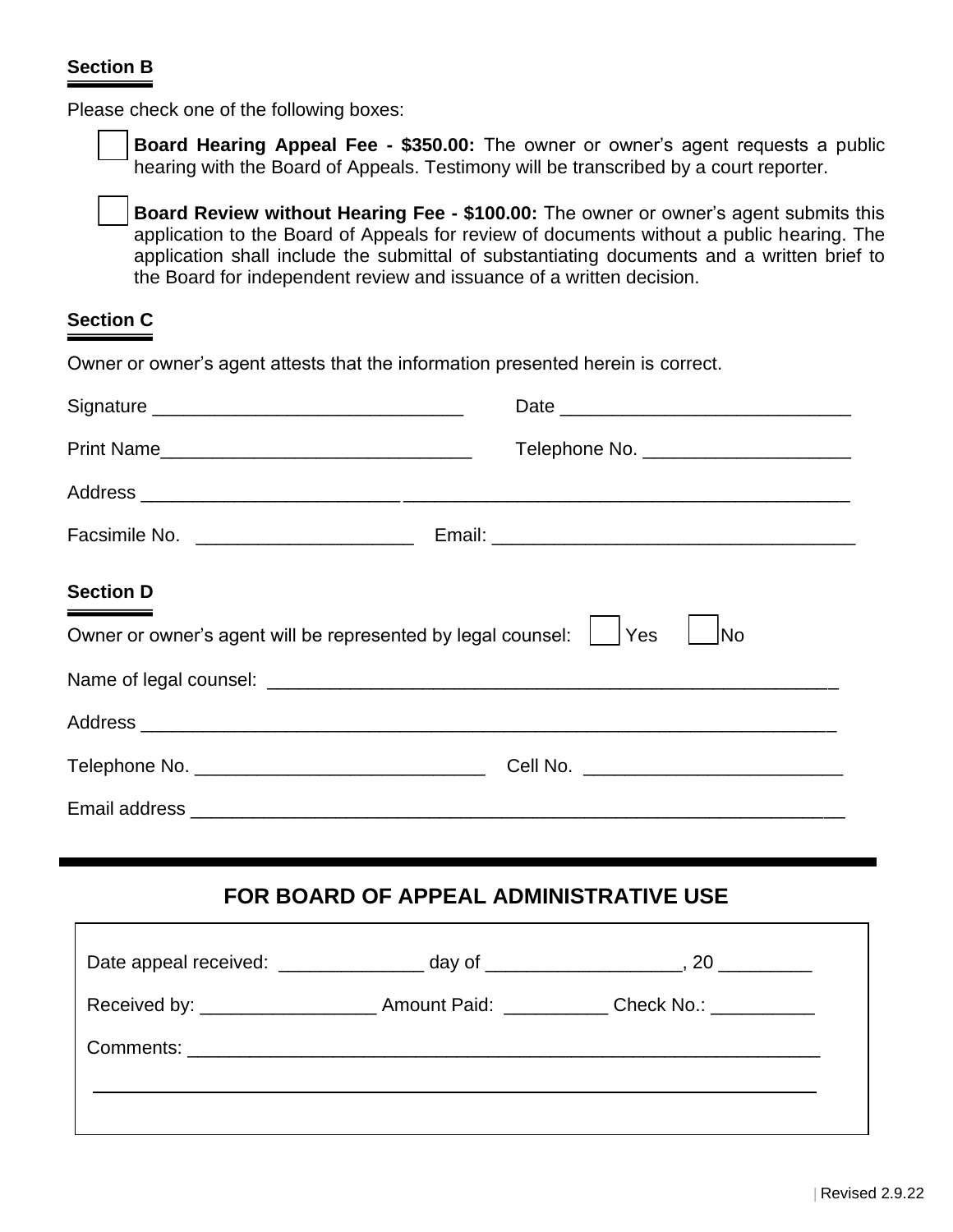## Section B

Please check one of the following boxes:

☐ **Board Hearing Appeal Fee - $350.00:** The owner or owner's agent requests a public hearing with the Board of Appeals. Testimony will be transcribed by a court reporter.

☐ **Board Review without Hearing Fee - $100.00:** The owner or owner's agent submits this application to the Board of Appeals for review of documents without a public hearing. The application shall include the submittal of substantiating documents and a written brief to the Board for independent review and issuance of a written decision.

## Section C

Owner or owner's agent attests that the information presented herein is correct.

Signature ______________________________ Date ____________________________

Print Name______________________________ Telephone No. ____________________

Address ____________________________________________________________________

Facsimile No. ____________________ Email: __________________________________

## Section D

Owner or owner's agent will be represented by legal counsel: ☐ Yes ☐ No

Name of legal counsel: ______________________________________________________

Address ____________________________________________________________________

Telephone No. ____________________________ Cell No. _________________________

Email address ______________________________________________________________

---

## FOR BOARD OF APPEAL ADMINISTRATIVE USE

Date appeal received: ______________ day of ___________________, 20 _________

Received by: _________________ Amount Paid: __________ Check No.: __________

Comments: _________________________________________________________________

___________________________________________________________________________

Revised 2.9.22